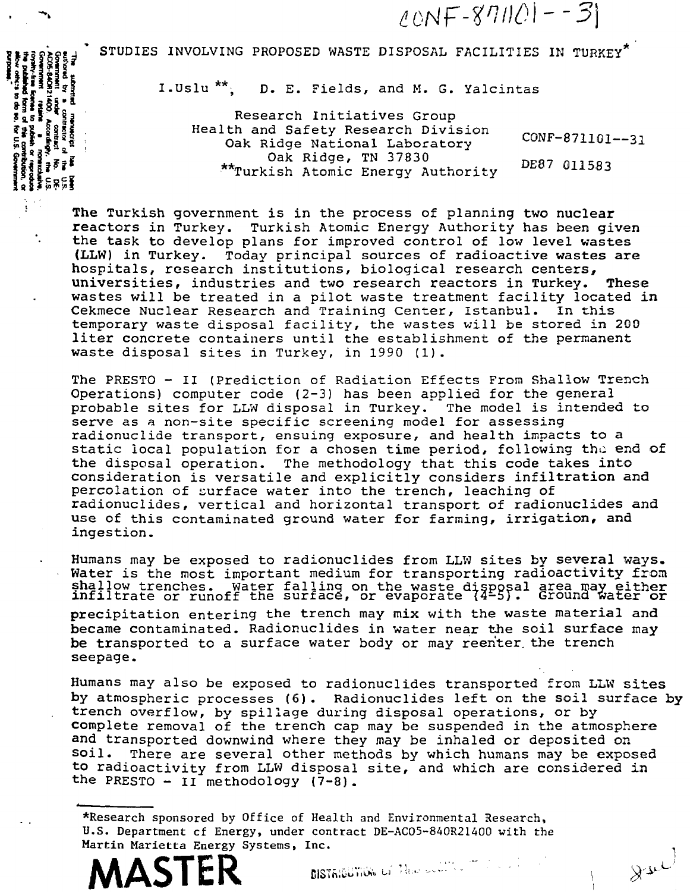CONF-871101--31

# STUDIES INVOLVING PROPOSED WASTE DISPOSAL FACILITIES IN TURKEY*

I.Uslu**, D. E. Fields, and M. G. Yalcintas

Research Initiatives Group
Health and Safety Research Division
Oak Ridge National Laboratory
Oak Ridge, TN 37830
**Turkish Atomic Energy Authority

CONF-871101--31

DE87 011583

The submitted manuscript has been authored by a contractor of the U.S. Government under contract No. DE-AC05-84OR21400. Accordingly, the U.S. Government retains a nonexclusive, royalty-free license to publish or reproduce the published form of this contribution, or allow others to do so, for U.S. Government purposes.

The Turkish government is in the process of planning two nuclear reactors in Turkey. Turkish Atomic Energy Authority has been given the task to develop plans for improved control of low level wastes (LLW) in Turkey. Today principal sources of radioactive wastes are hospitals, research institutions, biological research centers, universities, industries and two research reactors in Turkey. These wastes will be treated in a pilot waste treatment facility located in Cekmece Nuclear Research and Training Center, Istanbul. In this temporary waste disposal facility, the wastes will be stored in 200 liter concrete containers until the establishment of the permanent waste disposal sites in Turkey, in 1990 (1).

The PRESTO - II (Prediction of Radiation Effects From Shallow Trench Operations) computer code (2-3) has been applied for the general probable sites for LLW disposal in Turkey. The model is intended to serve as a non-site specific screening model for assessing radionuclide transport, ensuing exposure, and health impacts to a static local population for a chosen time period, following the end of the disposal operation. The methodology that this code takes into consideration is versatile and explicitly considers infiltration and percolation of surface water into the trench, leaching of radionuclides, vertical and horizontal transport of radionuclides and use of this contaminated ground water for farming, irrigation, and ingestion.

Humans may be exposed to radionuclides from LLW sites by several ways. Water is the most important medium for transporting radioactivity from shallow trenches. Water falling on the waste disposal area may either infiltrate or runoff the surface, or evaporate (4-5). Ground water or precipitation entering the trench may mix with the waste material and became contaminated. Radionuclides in water near the soil surface may be transported to a surface water body or may reenter the trench seepage.

Humans may also be exposed to radionuclides transported from LLW sites by atmospheric processes (6). Radionuclides left on the soil surface by trench overflow, by spillage during disposal operations, or by complete removal of the trench cap may be suspended in the atmosphere and transported downwind where they may be inhaled or deposited on soil. There are several other methods by which humans may be exposed to radioactivity from LLW disposal site, and which are considered in the PRESTO - II methodology (7-8).

---

*Research sponsored by Office of Health and Environmental Research, U.S. Department of Energy, under contract DE-AC05-84OR21400 with the Martin Marietta Energy Systems, Inc.

**MASTER**

DISTRIBUTION OF THIS DOCUMENT IS UNLIMITED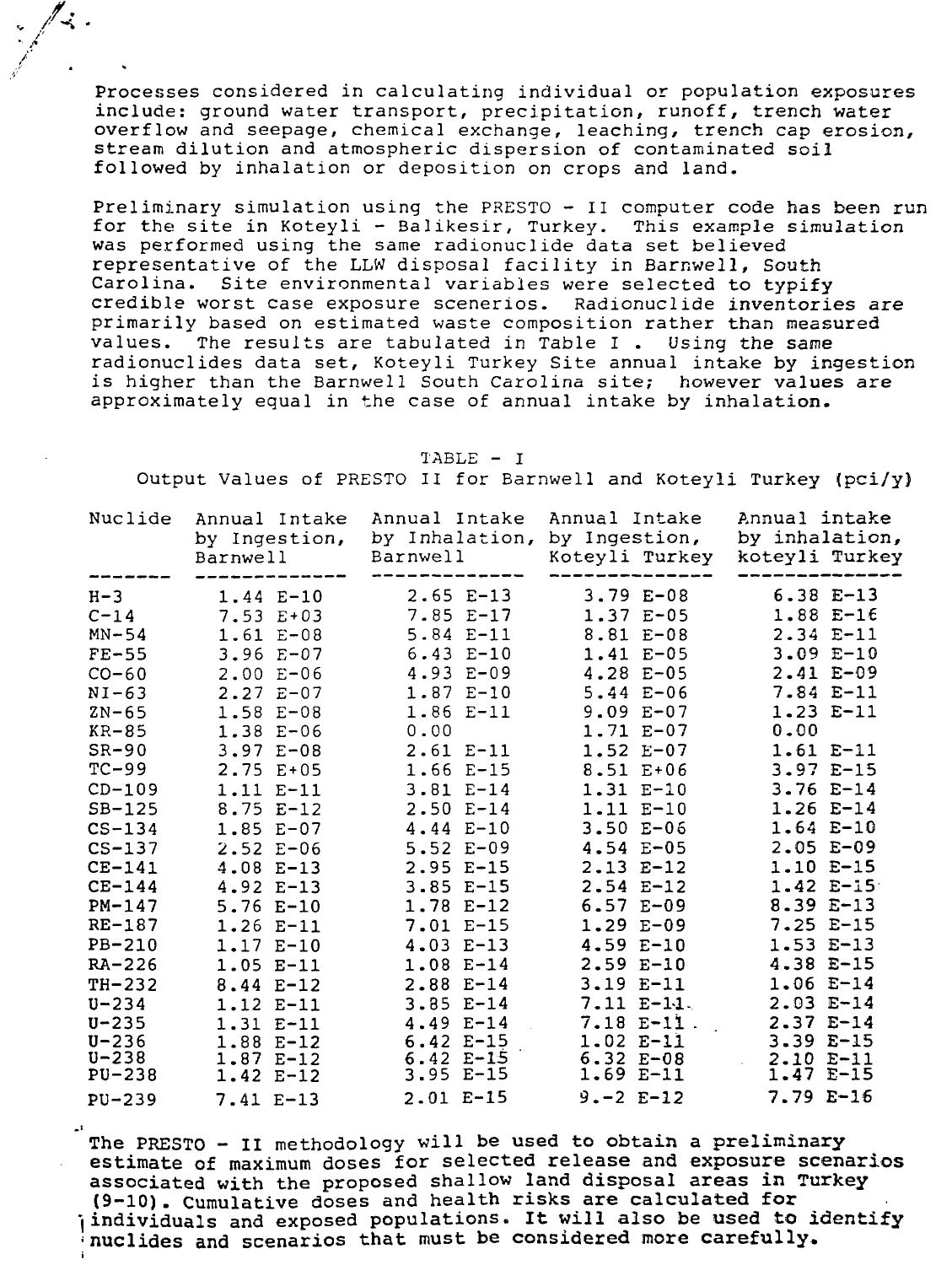Processes considered in calculating individual or population exposures include: ground water transport, precipitation, runoff, trench water overflow and seepage, chemical exchange, leaching, trench cap erosion, stream dilution and atmospheric dispersion of contaminated soil followed by inhalation or deposition on crops and land.

Preliminary simulation using the PRESTO - II computer code has been run for the site in Koteyli - Balikesir, Turkey. This example simulation was performed using the same radionuclide data set believed representative of the LLW disposal facility in Barnwell, South Carolina. Site environmental variables were selected to typify credible worst case exposure scenerios. Radionuclide inventories are primarily based on estimated waste composition rather than measured values. The results are tabulated in Table I . Using the same radionuclides data set, Koteyli Turkey Site annual intake by ingestion is higher than the Barnwell South Carolina site; however values are approximately equal in the case of annual intake by inhalation.

TABLE - I
Output Values of PRESTO II for Barnwell and Koteyli Turkey (pci/y)

| Nuclide | Annual Intake by Ingestion, Barnwell | Annual Intake by Inhalation, Barnwell | Annual Intake by Ingestion, Koteyli Turkey | Annual intake by inhalation, koteyli Turkey |
|---|---|---|---|---|
| H-3 | 1.44 E-10 | 2.65 E-13 | 3.79 E-08 | 6.38 E-13 |
| C-14 | 7.53 E+03 | 7.85 E-17 | 1.37 E-05 | 1.88 E-16 |
| MN-54 | 1.61 E-08 | 5.84 E-11 | 8.81 E-08 | 2.34 E-11 |
| FE-55 | 3.96 E-07 | 6.43 E-10 | 1.41 E-05 | 3.09 E-10 |
| CO-60 | 2.00 E-06 | 4.93 E-09 | 4.28 E-05 | 2.41 E-09 |
| NI-63 | 2.27 E-07 | 1.87 E-10 | 5.44 E-06 | 7.84 E-11 |
| ZN-65 | 1.58 E-08 | 1.86 E-11 | 9.09 E-07 | 1.23 E-11 |
| KR-85 | 1.38 E-06 | 0.00 | 1.71 E-07 | 0.00 |
| SR-90 | 3.97 E-08 | 2.61 E-11 | 1.52 E-07 | 1.61 E-11 |
| TC-99 | 2.75 E+05 | 1.66 E-15 | 8.51 E+06 | 3.97 E-15 |
| CD-109 | 1.11 E-11 | 3.81 E-14 | 1.31 E-10 | 3.76 E-14 |
| SB-125 | 8.75 E-12 | 2.50 E-14 | 1.11 E-10 | 1.26 E-14 |
| CS-134 | 1.85 E-07 | 4.44 E-10 | 3.50 E-06 | 1.64 E-10 |
| CS-137 | 2.52 E-06 | 5.52 E-09 | 4.54 E-05 | 2.05 E-09 |
| CE-141 | 4.08 E-13 | 2.95 E-15 | 2.13 E-12 | 1.10 E-15 |
| CE-144 | 4.92 E-13 | 3.85 E-15 | 2.54 E-12 | 1.42 E-15 |
| PM-147 | 5.76 E-10 | 1.78 E-12 | 6.57 E-09 | 8.39 E-13 |
| RE-187 | 1.26 E-11 | 7.01 E-15 | 1.29 E-09 | 7.25 E-15 |
| PB-210 | 1.17 E-10 | 4.03 E-13 | 4.59 E-10 | 1.53 E-13 |
| RA-226 | 1.05 E-11 | 1.08 E-14 | 2.59 E-10 | 4.38 E-15 |
| TH-232 | 8.44 E-12 | 2.88 E-14 | 3.19 E-11 | 1.06 E-14 |
| U-234 | 1.12 E-11 | 3.85 E-14 | 7.11 E-11 | 2.03 E-14 |
| U-235 | 1.31 E-11 | 4.49 E-14 | 7.18 E-11 | 2.37 E-14 |
| U-236 | 1.88 E-12 | 6.42 E-15 | 1.02 E-11 | 3.39 E-15 |
| U-238 | 1.87 E-12 | 6.42 E-15 | 6.32 E-08 | 2.10 E-11 |
| PU-238 | 1.42 E-12 | 3.95 E-15 | 1.69 E-11 | 1.47 E-15 |
| PU-239 | 7.41 E-13 | 2.01 E-15 | 9.-2 E-12 | 7.79 E-16 |

The PRESTO - II methodology will be used to obtain a preliminary estimate of maximum doses for selected release and exposure scenarios associated with the proposed shallow land disposal areas in Turkey (9-10). Cumulative doses and health risks are calculated for individuals and exposed populations. It will also be used to identify nuclides and scenarios that must be considered more carefully.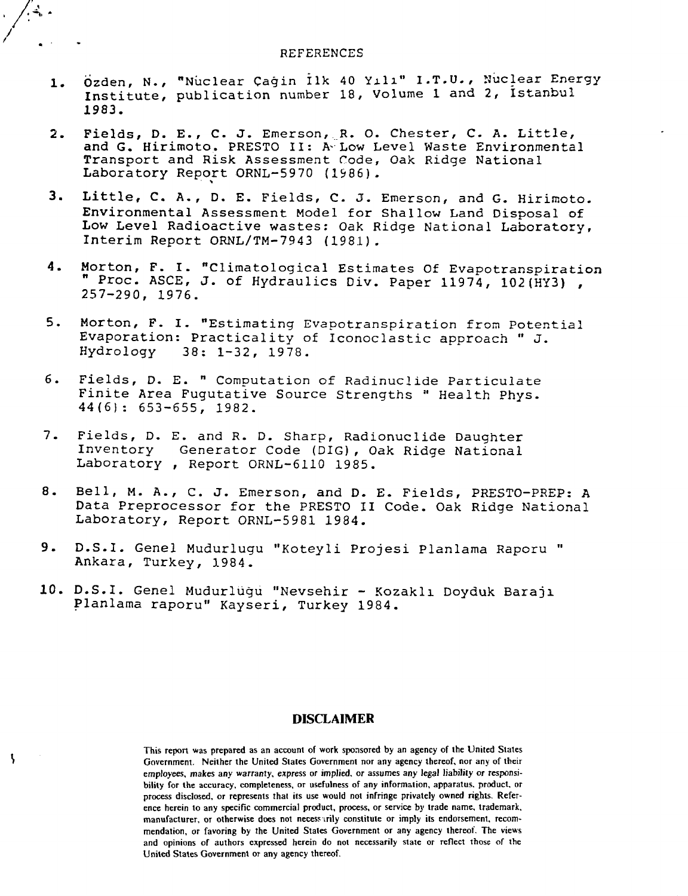# REFERENCES

1. Özden, N., "Nuclear Çağin İlk 40 Yılı" I.T.U., Nuclear Energy Institute, publication number 18, Volume 1 and 2, İstanbul 1983.

2. Fields, D. E., C. J. Emerson, R. O. Chester, C. A. Little, and G. Hirimoto. PRESTO II: A Low Level Waste Environmental Transport and Risk Assessment Code, Oak Ridge National Laboratory Report ORNL-5970 (1986).

3. Little, C. A., D. E. Fields, C. J. Emerson, and G. Hirimoto. Environmental Assessment Model for Shallow Land Disposal of Low Level Radioactive wastes: Oak Ridge National Laboratory, Interim Report ORNL/TM-7943 (1981).

4. Morton, F. I. "Climatological Estimates Of Evapotranspiration " Proc. ASCE, J. of Hydraulics Div. Paper 11974, 102(HY3) , 257-290, 1976.

5. Morton, F. I. "Estimating Evapotranspiration from Potential Evaporation: Practicality of Iconoclastic approach " J. Hydrology 38: 1-32, 1978.

6. Fields, D. E. " Computation of Radinuclide Particulate Finite Area Fugutative Source Strengths " Health Phys. 44(6): 653-655, 1982.

7. Fields, D. E. and R. D. Sharp, Radionuclide Daughter Inventory Generator Code (DIG), Oak Ridge National Laboratory , Report ORNL-6110 1985.

8. Bell, M. A., C. J. Emerson, and D. E. Fields, PRESTO-PREP: A Data Preprocessor for the PRESTO II Code. Oak Ridge National Laboratory, Report ORNL-5981 1984.

9. D.S.I. Genel Mudurlugu "Koteyli Projesi Planlama Raporu " Ankara, Turkey, 1984.

10. D.S.I. Genel Mudurlügü "Nevsehir - Kozaklı Doyduk Barajı Planlama raporu" Kayseri, Turkey 1984.

## DISCLAIMER

This report was prepared as an account of work sponsored by an agency of the United States Government. Neither the United States Government nor any agency thereof, nor any of their employees, makes any warranty, express or implied, or assumes any legal liability or responsibility for the accuracy, completeness, or usefulness of any information, apparatus, product, or process disclosed, or represents that its use would not infringe privately owned rights. Reference herein to any specific commercial product, process, or service by trade name, trademark, manufacturer, or otherwise does not necessarily constitute or imply its endorsement, recommendation, or favoring by the United States Government or any agency thereof. The views and opinions of authors expressed herein do not necessarily state or reflect those of the United States Government or any agency thereof.